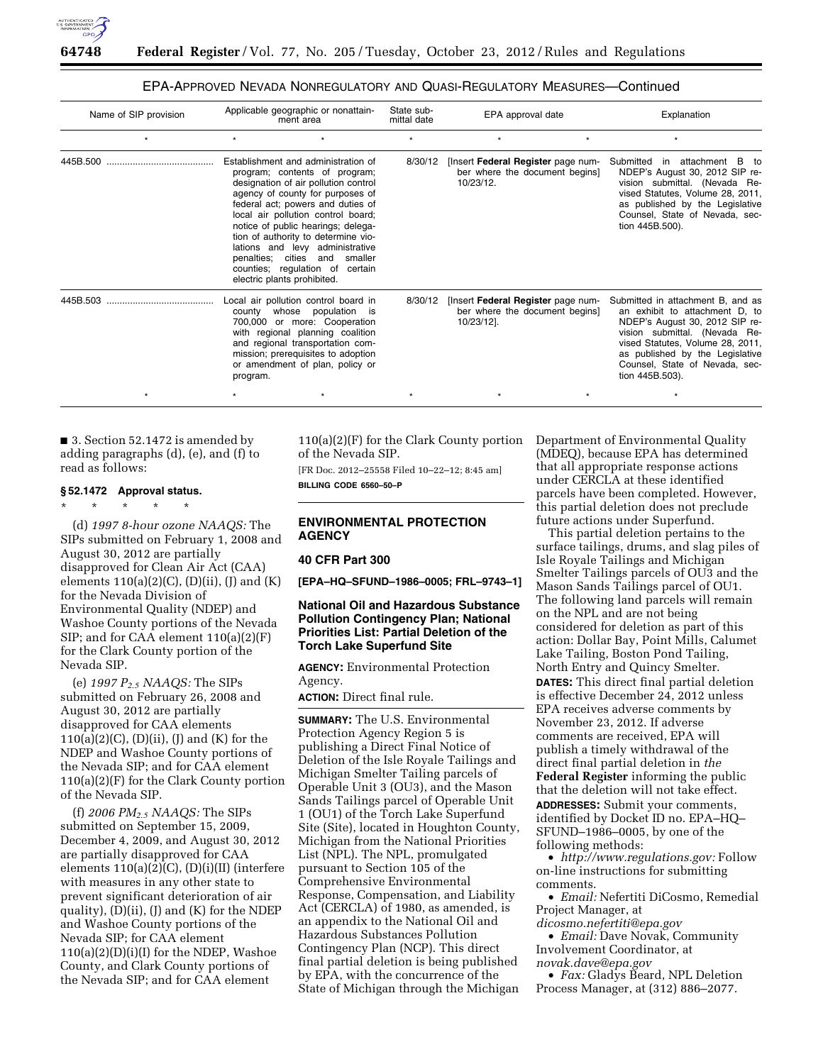### EPA-APPROVED NEVADA NONREGULATORY AND QUASI-REGULATORY MEASURES—Continued

| Name of SIP provision | Applicable geographic or nonattainment area | State submittal date | EPA approval date | Explanation |
|---|---|---|---|---|
| * | * * | * | * * | * |
| 445B.500 | Establishment and administration of program; contents of program; designation of air pollution control agency of county for purposes of federal act; powers and duties of local air pollution control board; notice of public hearings; delegation of authority to determine violations and levy administrative penalties; cities and smaller counties; regulation of certain electric plants prohibited. | 8/30/12 | [Insert **Federal Register** page number where the document begins] 10/23/12. | Submitted in attachment B to NDEP's August 30, 2012 SIP revision submittal. (Nevada Revised Statutes, Volume 28, 2011, as published by the Legislative Counsel, State of Nevada, section 445B.500). |
| 445B.503 | Local air pollution control board in county whose population is 700,000 or more: Cooperation with regional planning coalition and regional transportation commission; prerequisites to adoption or amendment of plan, policy or program. | 8/30/12 | [Insert **Federal Register** page number where the document begins] 10/23/12]. | Submitted in attachment B, and as an exhibit to attachment D, to NDEP's August 30, 2012 SIP revision submittal. (Nevada Revised Statutes, Volume 28, 2011, as published by the Legislative Counsel, State of Nevada, section 445B.503). |
| * | * * | * | * * | * |

■ 3. Section 52.1472 is amended by adding paragraphs (d), (e), and (f) to read as follows:

**§ 52.1472 Approval status.**

\* \* \* \* \*

(d) *1997 8-hour ozone NAAQS:* The SIPs submitted on February 1, 2008 and August 30, 2012 are partially disapproved for Clean Air Act (CAA) elements 110(a)(2)(C), (D)(ii), (J) and (K) for the Nevada Division of Environmental Quality (NDEP) and Washoe County portions of the Nevada SIP; and for CAA element 110(a)(2)(F) for the Clark County portion of the Nevada SIP.

(e) *1997 $P_{2.5}$ NAAQS:* The SIPs submitted on February 26, 2008 and August 30, 2012 are partially disapproved for CAA elements 110(a)(2)(C), (D)(ii), (J) and (K) for the NDEP and Washoe County portions of the Nevada SIP; and for CAA element 110(a)(2)(F) for the Clark County portion of the Nevada SIP.

(f) *2006 $PM_{2.5}$ NAAQS:* The SIPs submitted on September 15, 2009, December 4, 2009, and August 30, 2012 are partially disapproved for CAA elements 110(a)(2)(C), (D)(i)(II) (interfere with measures in any other state to prevent significant deterioration of air quality), (D)(ii), (J) and (K) for the NDEP and Washoe County portions of the Nevada SIP; for CAA element 110(a)(2)(D)(i)(I) for the NDEP, Washoe County, and Clark County portions of the Nevada SIP; and for CAA element 110(a)(2)(F) for the Clark County portion of the Nevada SIP.

[FR Doc. 2012–25558 Filed 10–22–12; 8:45 am]

**BILLING CODE 6560–50–P**

---

## ENVIRONMENTAL PROTECTION AGENCY

### 40 CFR Part 300

**[EPA–HQ–SFUND–1986–0005; FRL–9743–1]**

### National Oil and Hazardous Substance Pollution Contingency Plan; National Priorities List: Partial Deletion of the Torch Lake Superfund Site

**AGENCY:** Environmental Protection Agency.

**ACTION:** Direct final rule.

**SUMMARY:** The U.S. Environmental Protection Agency Region 5 is publishing a Direct Final Notice of Deletion of the Isle Royale Tailings and Michigan Smelter Tailing parcels of Operable Unit 3 (OU3), and the Mason Sands Tailings parcel of Operable Unit 1 (OU1) of the Torch Lake Superfund Site (Site), located in Houghton County, Michigan from the National Priorities List (NPL). The NPL, promulgated pursuant to Section 105 of the Comprehensive Environmental Response, Compensation, and Liability Act (CERCLA) of 1980, as amended, is an appendix to the National Oil and Hazardous Substances Pollution Contingency Plan (NCP). This direct final partial deletion is being published by EPA, with the concurrence of the State of Michigan through the Michigan Department of Environmental Quality (MDEQ), because EPA has determined that all appropriate response actions under CERCLA at these identified parcels have been completed. However, this partial deletion does not preclude future actions under Superfund.

This partial deletion pertains to the surface tailings, drums, and slag piles of Isle Royale Tailings and Michigan Smelter Tailings parcels of OU3 and the Mason Sands Tailings parcel of OU1. The following land parcels will remain on the NPL and are not being considered for deletion as part of this action: Dollar Bay, Point Mills, Calumet Lake Tailing, Boston Pond Tailing, North Entry and Quincy Smelter.

**DATES:** This direct final partial deletion is effective December 24, 2012 unless EPA receives adverse comments by November 23, 2012. If adverse comments are received, EPA will publish a timely withdrawal of the direct final partial deletion in *the* **Federal Register** informing the public that the deletion will not take effect.

**ADDRESSES:** Submit your comments, identified by Docket ID no. EPA–HQ–SFUND–1986–0005, by one of the following methods:

- *http://www.regulations.gov:* Follow on-line instructions for submitting comments.
- *Email:* Nefertiti DiCosmo, Remedial Project Manager, at *dicosmo.nefertiti@epa.gov*
- *Email:* Dave Novak, Community Involvement Coordinator, at *novak.dave@epa.gov*
- *Fax:* Gladys Beard, NPL Deletion Process Manager, at (312) 886–2077.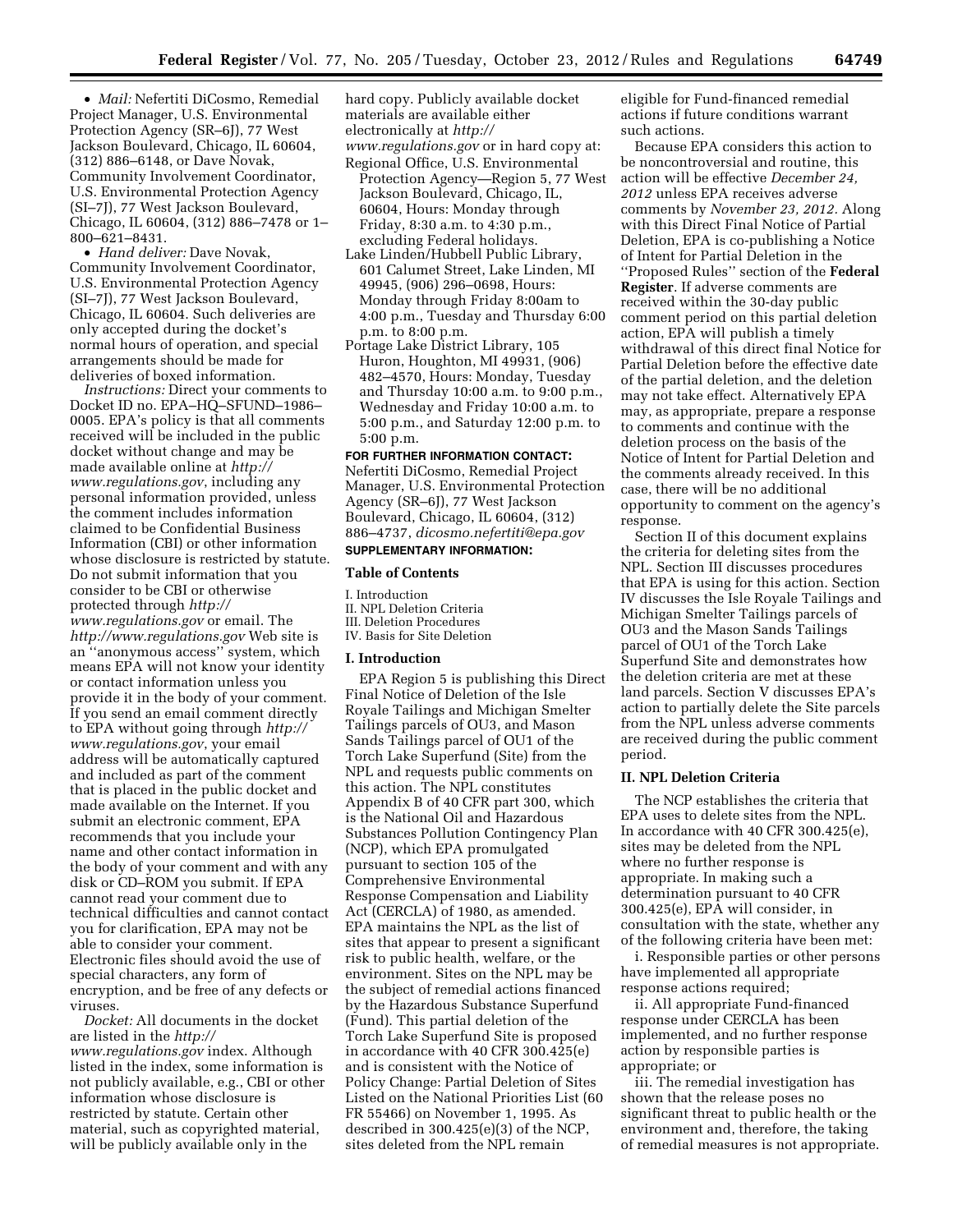• *Mail:* Nefertiti DiCosmo, Remedial Project Manager, U.S. Environmental Protection Agency (SR–6J), 77 West Jackson Boulevard, Chicago, IL 60604, (312) 886–6148, or Dave Novak, Community Involvement Coordinator, U.S. Environmental Protection Agency (SI–7J), 77 West Jackson Boulevard, Chicago, IL 60604, (312) 886–7478 or 1–800–621–8431.

• *Hand deliver:* Dave Novak, Community Involvement Coordinator, U.S. Environmental Protection Agency (SI–7J), 77 West Jackson Boulevard, Chicago, IL 60604. Such deliveries are only accepted during the docket's normal hours of operation, and special arrangements should be made for deliveries of boxed information.

*Instructions:* Direct your comments to Docket ID no. EPA–HQ–SFUND–1986–0005. EPA's policy is that all comments received will be included in the public docket without change and may be made available online at *http://www.regulations.gov*, including any personal information provided, unless the comment includes information claimed to be Confidential Business Information (CBI) or other information whose disclosure is restricted by statute. Do not submit information that you consider to be CBI or otherwise protected through *http://www.regulations.gov* or email. The *http://www.regulations.gov* Web site is an ''anonymous access'' system, which means EPA will not know your identity or contact information unless you provide it in the body of your comment. If you send an email comment directly to EPA without going through *http://www.regulations.gov*, your email address will be automatically captured and included as part of the comment that is placed in the public docket and made available on the Internet. If you submit an electronic comment, EPA recommends that you include your name and other contact information in the body of your comment and with any disk or CD–ROM you submit. If EPA cannot read your comment due to technical difficulties and cannot contact you for clarification, EPA may not be able to consider your comment. Electronic files should avoid the use of special characters, any form of encryption, and be free of any defects or viruses.

*Docket:* All documents in the docket are listed in the *http://www.regulations.gov* index. Although listed in the index, some information is not publicly available, e.g., CBI or other information whose disclosure is restricted by statute. Certain other material, such as copyrighted material, will be publicly available only in the hard copy. Publicly available docket materials are available either electronically at *http://www.regulations.gov* or in hard copy at:

Regional Office, U.S. Environmental Protection Agency—Region 5, 77 West Jackson Boulevard, Chicago, IL, 60604, Hours: Monday through Friday, 8:30 a.m. to 4:30 p.m., excluding Federal holidays.

Lake Linden/Hubbell Public Library, 601 Calumet Street, Lake Linden, MI 49945, (906) 296–0698, Hours: Monday through Friday 8:00am to 4:00 p.m., Tuesday and Thursday 6:00 p.m. to 8:00 p.m.

Portage Lake District Library, 105 Huron, Houghton, MI 49931, (906) 482–4570, Hours: Monday, Tuesday and Thursday 10:00 a.m. to 9:00 p.m., Wednesday and Friday 10:00 a.m. to 5:00 p.m., and Saturday 12:00 p.m. to 5:00 p.m.

**FOR FURTHER INFORMATION CONTACT:** Nefertiti DiCosmo, Remedial Project Manager, U.S. Environmental Protection Agency (SR–6J), 77 West Jackson Boulevard, Chicago, IL 60604, (312) 886–4737, *dicosmo.nefertiti@epa.gov*

**SUPPLEMENTARY INFORMATION:**

## Table of Contents

I. Introduction
II. NPL Deletion Criteria
III. Deletion Procedures
IV. Basis for Site Deletion

## I. Introduction

EPA Region 5 is publishing this Direct Final Notice of Deletion of the Isle Royale Tailings and Michigan Smelter Tailings parcels of OU3, and Mason Sands Tailings parcel of OU1 of the Torch Lake Superfund (Site) from the NPL and requests public comments on this action. The NPL constitutes Appendix B of 40 CFR part 300, which is the National Oil and Hazardous Substances Pollution Contingency Plan (NCP), which EPA promulgated pursuant to section 105 of the Comprehensive Environmental Response Compensation and Liability Act (CERCLA) of 1980, as amended. EPA maintains the NPL as the list of sites that appear to present a significant risk to public health, welfare, or the environment. Sites on the NPL may be the subject of remedial actions financed by the Hazardous Substance Superfund (Fund). This partial deletion of the Torch Lake Superfund Site is proposed in accordance with 40 CFR 300.425(e) and is consistent with the Notice of Policy Change: Partial Deletion of Sites Listed on the National Priorities List (60 FR 55466) on November 1, 1995. As described in 300.425(e)(3) of the NCP, sites deleted from the NPL remain eligible for Fund-financed remedial actions if future conditions warrant such actions.

Because EPA considers this action to be noncontroversial and routine, this action will be effective *December 24, 2012* unless EPA receives adverse comments by *November 23, 2012.* Along with this Direct Final Notice of Partial Deletion, EPA is co-publishing a Notice of Intent for Partial Deletion in the ''Proposed Rules'' section of the **Federal Register**. If adverse comments are received within the 30-day public comment period on this partial deletion action, EPA will publish a timely withdrawal of this direct final Notice for Partial Deletion before the effective date of the partial deletion, and the deletion may not take effect. Alternatively EPA may, as appropriate, prepare a response to comments and continue with the deletion process on the basis of the Notice of Intent for Partial Deletion and the comments already received. In this case, there will be no additional opportunity to comment on the agency's response.

Section II of this document explains the criteria for deleting sites from the NPL. Section III discusses procedures that EPA is using for this action. Section IV discusses the Isle Royale Tailings and Michigan Smelter Tailings parcels of OU3 and the Mason Sands Tailings parcel of OU1 of the Torch Lake Superfund Site and demonstrates how the deletion criteria are met at these land parcels. Section V discusses EPA's action to partially delete the Site parcels from the NPL unless adverse comments are received during the public comment period.

## II. NPL Deletion Criteria

The NCP establishes the criteria that EPA uses to delete sites from the NPL. In accordance with 40 CFR 300.425(e), sites may be deleted from the NPL where no further response is appropriate. In making such a determination pursuant to 40 CFR 300.425(e), EPA will consider, in consultation with the state, whether any of the following criteria have been met:

i. Responsible parties or other persons have implemented all appropriate response actions required;

ii. All appropriate Fund-financed response under CERCLA has been implemented, and no further response action by responsible parties is appropriate; or

iii. The remedial investigation has shown that the release poses no significant threat to public health or the environment and, therefore, the taking of remedial measures is not appropriate.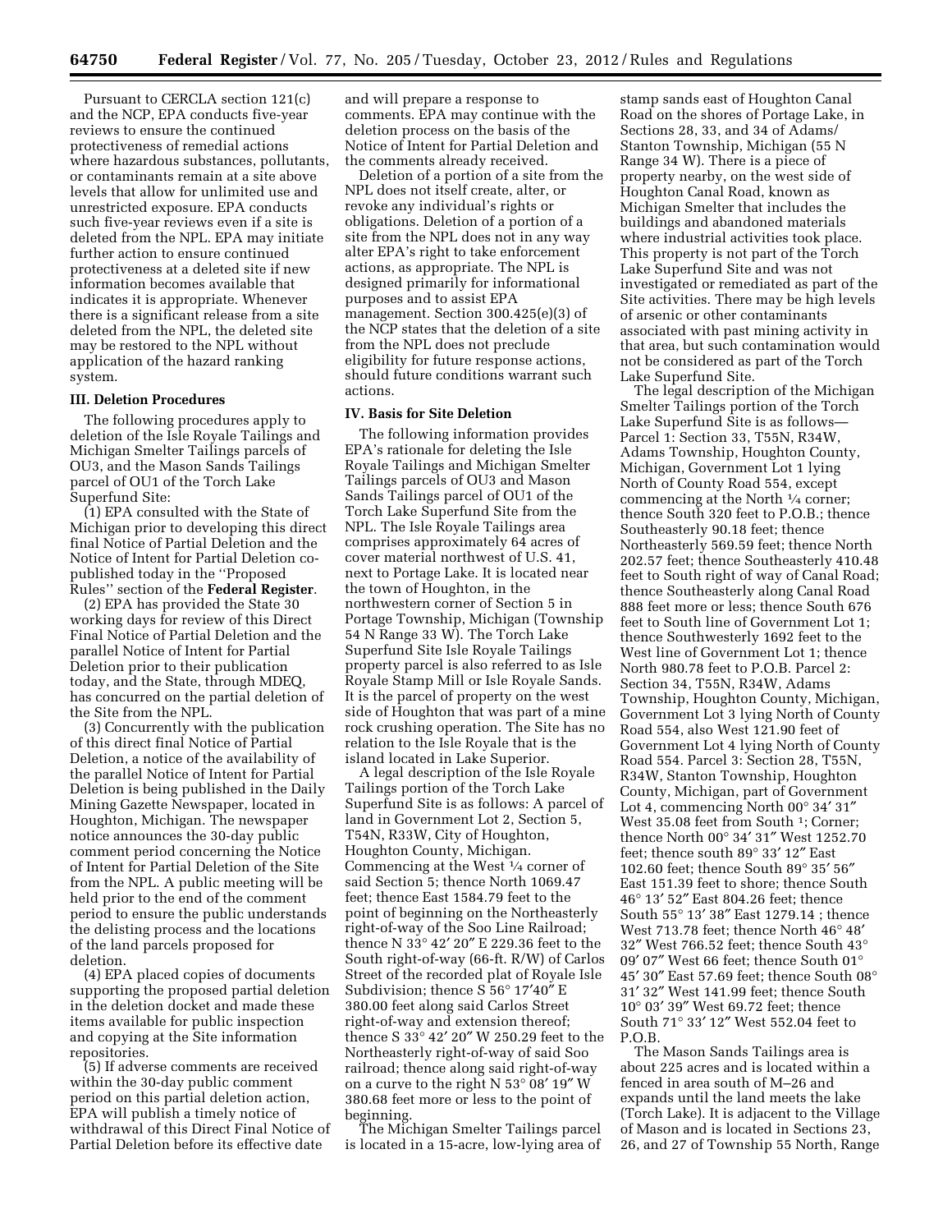Pursuant to CERCLA section 121(c) and the NCP, EPA conducts five-year reviews to ensure the continued protectiveness of remedial actions where hazardous substances, pollutants, or contaminants remain at a site above levels that allow for unlimited use and unrestricted exposure. EPA conducts such five-year reviews even if a site is deleted from the NPL. EPA may initiate further action to ensure continued protectiveness at a deleted site if new information becomes available that indicates it is appropriate. Whenever there is a significant release from a site deleted from the NPL, the deleted site may be restored to the NPL without application of the hazard ranking system.

**III. Deletion Procedures**

The following procedures apply to deletion of the Isle Royale Tailings and Michigan Smelter Tailings parcels of OU3, and the Mason Sands Tailings parcel of OU1 of the Torch Lake Superfund Site:

(1) EPA consulted with the State of Michigan prior to developing this direct final Notice of Partial Deletion and the Notice of Intent for Partial Deletion co-published today in the ''Proposed Rules'' section of the **Federal Register**.

(2) EPA has provided the State 30 working days for review of this Direct Final Notice of Partial Deletion and the parallel Notice of Intent for Partial Deletion prior to their publication today, and the State, through MDEQ, has concurred on the partial deletion of the Site from the NPL.

(3) Concurrently with the publication of this direct final Notice of Partial Deletion, a notice of the availability of the parallel Notice of Intent for Partial Deletion is being published in the Daily Mining Gazette Newspaper, located in Houghton, Michigan. The newspaper notice announces the 30-day public comment period concerning the Notice of Intent for Partial Deletion of the Site from the NPL. A public meeting will be held prior to the end of the comment period to ensure the public understands the delisting process and the locations of the land parcels proposed for deletion.

(4) EPA placed copies of documents supporting the proposed partial deletion in the deletion docket and made these items available for public inspection and copying at the Site information repositories.

(5) If adverse comments are received within the 30-day public comment period on this partial deletion action, EPA will publish a timely notice of withdrawal of this Direct Final Notice of Partial Deletion before its effective date and will prepare a response to comments. EPA may continue with the deletion process on the basis of the Notice of Intent for Partial Deletion and the comments already received.

Deletion of a portion of a site from the NPL does not itself create, alter, or revoke any individual's rights or obligations. Deletion of a portion of a site from the NPL does not in any way alter EPA's right to take enforcement actions, as appropriate. The NPL is designed primarily for informational purposes and to assist EPA management. Section 300.425(e)(3) of the NCP states that the deletion of a site from the NPL does not preclude eligibility for future response actions, should future conditions warrant such actions.

**IV. Basis for Site Deletion**

The following information provides EPA's rationale for deleting the Isle Royale Tailings and Michigan Smelter Tailings parcels of OU3 and Mason Sands Tailings parcel of OU1 of the Torch Lake Superfund Site from the NPL. The Isle Royale Tailings area comprises approximately 64 acres of cover material northwest of U.S. 41, next to Portage Lake. It is located near the town of Houghton, in the northwestern corner of Section 5 in Portage Township, Michigan (Township 54 N Range 33 W). The Torch Lake Superfund Site Isle Royale Tailings property parcel is also referred to as Isle Royale Stamp Mill or Isle Royale Sands. It is the parcel of property on the west side of Houghton that was part of a mine rock crushing operation. The Site has no relation to the Isle Royale that is the island located in Lake Superior.

A legal description of the Isle Royale Tailings portion of the Torch Lake Superfund Site is as follows: A parcel of land in Government Lot 2, Section 5, T54N, R33W, City of Houghton, Houghton County, Michigan. Commencing at the West ¼ corner of said Section 5; thence North 1069.47 feet; thence East 1584.79 feet to the point of beginning on the Northeasterly right-of-way of the Soo Line Railroad; thence N 33° 42′ 20″ E 229.36 feet to the South right-of-way (66-ft. R/W) of Carlos Street of the recorded plat of Royale Isle Subdivision; thence S 56° 17′40″ E 380.00 feet along said Carlos Street right-of-way and extension thereof; thence S 33° 42′ 20″ W 250.29 feet to the Northeasterly right-of-way of said Soo railroad; thence along said right-of-way on a curve to the right N 53° 08′ 19″ W 380.68 feet more or less to the point of beginning.

The Michigan Smelter Tailings parcel is located in a 15-acre, low-lying area of stamp sands east of Houghton Canal Road on the shores of Portage Lake, in Sections 28, 33, and 34 of Adams/Stanton Township, Michigan (55 N Range 34 W). There is a piece of property nearby, on the west side of Houghton Canal Road, known as Michigan Smelter that includes the buildings and abandoned materials where industrial activities took place. This property is not part of the Torch Lake Superfund Site and was not investigated or remediated as part of the Site activities. There may be high levels of arsenic or other contaminants associated with past mining activity in that area, but such contamination would not be considered as part of the Torch Lake Superfund Site.

The legal description of the Michigan Smelter Tailings portion of the Torch Lake Superfund Site is as follows—Parcel 1: Section 33, T55N, R34W, Adams Township, Houghton County, Michigan, Government Lot 1 lying North of County Road 554, except commencing at the North ¼ corner; thence South 320 feet to P.O.B.; thence Southeasterly 90.18 feet; thence Northeasterly 569.59 feet; thence North 202.57 feet; thence Southeasterly 410.48 feet to South right of way of Canal Road; thence Southeasterly along Canal Road 888 feet more or less; thence South 676 feet to South line of Government Lot 1; thence Southwesterly 1692 feet to the West line of Government Lot 1; thence North 980.78 feet to P.O.B. Parcel 2: Section 34, T55N, R34W, Adams Township, Houghton County, Michigan, Government Lot 3 lying North of County Road 554, also West 121.90 feet of Government Lot 4 lying North of County Road 554. Parcel 3: Section 28, T55N, R34W, Stanton Township, Houghton County, Michigan, part of Government Lot 4, commencing North 00° 34′ 31″ West 35.08 feet from South ¹; Corner; thence North 00° 34′ 31″ West 1252.70 feet; thence south 89° 33′ 12″ East 102.60 feet; thence South 89° 35′ 56″ East 151.39 feet to shore; thence South 46° 13′ 52″ East 804.26 feet; thence South 55° 13′ 38″ East 1279.14 ; thence West 713.78 feet; thence North 46° 48′ 32″ West 766.52 feet; thence South 43° 09′ 07″ West 66 feet; thence South 01° 45′ 30″ East 57.69 feet; thence South 08° 31′ 32″ West 141.99 feet; thence South 10° 03′ 39″ West 69.72 feet; thence South 71° 33′ 12″ West 552.04 feet to P.O.B.

The Mason Sands Tailings area is about 225 acres and is located within a fenced in area south of M–26 and expands until the land meets the lake (Torch Lake). It is adjacent to the Village of Mason and is located in Sections 23, 26, and 27 of Township 55 North, Range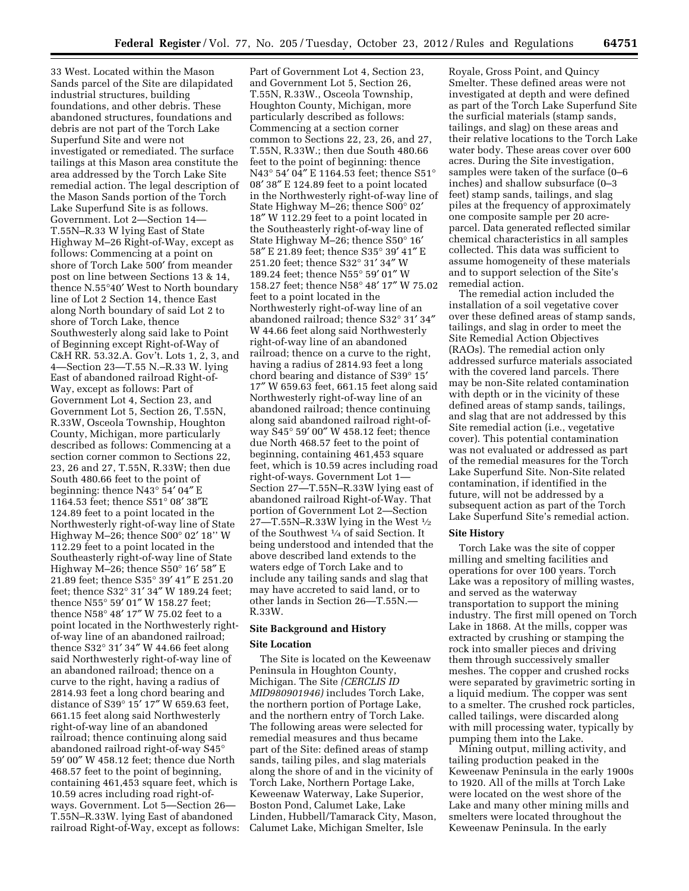33 West. Located within the Mason Sands parcel of the Site are dilapidated industrial structures, building foundations, and other debris. These abandoned structures, foundations and debris are not part of the Torch Lake Superfund Site and were not investigated or remediated. The surface tailings at this Mason area constitute the area addressed by the Torch Lake Site remedial action. The legal description of the Mason Sands portion of the Torch Lake Superfund Site is as follows. Government. Lot 2—Section 14—T.55N–R.33 W lying East of State Highway M–26 Right-of-Way, except as follows: Commencing at a point on shore of Torch Lake 500′ from meander post on line between Sections 13 & 14, thence N.55°40′ West to North boundary line of Lot 2 Section 14, thence East along North boundary of said Lot 2 to shore of Torch Lake, thence Southwesterly along said lake to Point of Beginning except Right-of-Way of C&H RR. 53.32.A. Gov't. Lots 1, 2, 3, and 4—Section 23—T.55 N.–R.33 W. lying East of abandoned railroad Right-of-Way, except as follows: Part of Government Lot 4, Section 23, and Government Lot 5, Section 26, T.55N, R.33W, Osceola Township, Houghton County, Michigan, more particularly described as follows: Commencing at a section corner common to Sections 22, 23, 26 and 27, T.55N, R.33W; then due South 480.66 feet to the point of beginning: thence N43° 54′ 04″ E 1164.53 feet; thence S51° 08′ 38″E 124.89 feet to a point located in the Northwesterly right-of-way line of State Highway M–26; thence S00° 02′ 18'' W 112.29 feet to a point located in the Southeasterly right-of-way line of State Highway M–26; thence S50° 16′ 58″ E 21.89 feet; thence S35° 39′ 41″ E 251.20 feet; thence S32° 31′ 34″ W 189.24 feet; thence N55° 59′ 01″ W 158.27 feet; thence N58° 48′ 17″ W 75.02 feet to a point located in the Northwesterly right-of-way line of an abandoned railroad; thence S32° 31′ 34″ W 44.66 feet along said Northwesterly right-of-way line of an abandoned railroad; thence on a curve to the right, having a radius of 2814.93 feet a long chord bearing and distance of S39° 15′ 17″ W 659.63 feet, 661.15 feet along said Northwesterly right-of-way line of an abandoned railroad; thence continuing along said abandoned railroad right-of-way S45° 59′ 00″ W 458.12 feet; thence due North 468.57 feet to the point of beginning, containing 461,453 square feet, which is 10.59 acres including road right-of-ways. Government. Lot 5—Section 26—T.55N–R.33W. lying East of abandoned railroad Right-of-Way, except as follows: Part of Government Lot 4, Section 23, and Government Lot 5, Section 26, T.55N, R.33W., Osceola Township, Houghton County, Michigan, more particularly described as follows: Commencing at a section corner common to Sections 22, 23, 26, and 27, T.55N, R.33W.; then due South 480.66 feet to the point of beginning: thence N43° 54′ 04″ E 1164.53 feet; thence S51° 08′ 38″ E 124.89 feet to a point located in the Northwesterly right-of-way line of State Highway M–26; thence S00° 02′ 18″ W 112.29 feet to a point located in the Southeasterly right-of-way line of State Highway M–26; thence S50° 16′ 58″ E 21.89 feet; thence S35° 39′ 41″ E 251.20 feet; thence S32° 31′ 34″ W 189.24 feet; thence N55° 59′ 01″ W 158.27 feet; thence N58° 48′ 17″ W 75.02 feet to a point located in the Northwesterly right-of-way line of an abandoned railroad; thence S32° 31′ 34″ W 44.66 feet along said Northwesterly right-of-way line of an abandoned railroad; thence on a curve to the right, having a radius of 2814.93 feet a long chord bearing and distance of S39° 15′ 17″ W 659.63 feet, 661.15 feet along said Northwesterly right-of-way line of an abandoned railroad; thence continuing along said abandoned railroad right-of-way S45° 59′ 00″ W 458.12 feet; thence due North 468.57 feet to the point of beginning, containing 461,453 square feet, which is 10.59 acres including road right-of-ways. Government Lot 1—Section 27—T.55N–R.33W lying east of abandoned railroad Right-of-Way. That portion of Government Lot 2—Section 27—T.55N–R.33W lying in the West ½ of the Southwest ¼ of said Section. It being understood and intended that the above described land extends to the waters edge of Torch Lake and to include any tailing sands and slag that may have accreted to said land, or to other lands in Section 26—T.55N.—R.33W.

## Site Background and History

### Site Location

The Site is located on the Keweenaw Peninsula in Houghton County, Michigan. The Site *(CERCLIS ID MID980901946)* includes Torch Lake, the northern portion of Portage Lake, and the northern entry of Torch Lake. The following areas were selected for remedial measures and thus became part of the Site: defined areas of stamp sands, tailing piles, and slag materials along the shore of and in the vicinity of Torch Lake, Northern Portage Lake, Keweenaw Waterway, Lake Superior, Boston Pond, Calumet Lake, Lake Linden, Hubbell/Tamarack City, Mason, Calumet Lake, Michigan Smelter, Isle Royale, Gross Point, and Quincy Smelter. These defined areas were not investigated at depth and were defined as part of the Torch Lake Superfund Site the surficial materials (stamp sands, tailings, and slag) on these areas and their relative locations to the Torch Lake water body. These areas cover over 600 acres. During the Site investigation, samples were taken of the surface (0–6 inches) and shallow subsurface (0–3 feet) stamp sands, tailings, and slag piles at the frequency of approximately one composite sample per 20 acre-parcel. Data generated reflected similar chemical characteristics in all samples collected. This data was sufficient to assume homogeneity of these materials and to support selection of the Site's remedial action.

The remedial action included the installation of a soil vegetative cover over these defined areas of stamp sands, tailings, and slag in order to meet the Site Remedial Action Objectives (RAOs). The remedial action only addressed surfurce materials associated with the covered land parcels. There may be non-Site related contamination with depth or in the vicinity of these defined areas of stamp sands, tailings, and slag that are not addressed by this Site remedial action (i.e., vegetative cover). This potential contamination was not evaluated or addressed as part of the remedial measures for the Torch Lake Superfund Site. Non-Site related contamination, if identified in the future, will not be addressed by a subsequent action as part of the Torch Lake Superfund Site's remedial action.

### Site History

Torch Lake was the site of copper milling and smelting facilities and operations for over 100 years. Torch Lake was a repository of milling wastes, and served as the waterway transportation to support the mining industry. The first mill opened on Torch Lake in 1868. At the mills, copper was extracted by crushing or stamping the rock into smaller pieces and driving them through successively smaller meshes. The copper and crushed rocks were separated by gravimetric sorting in a liquid medium. The copper was sent to a smelter. The crushed rock particles, called tailings, were discarded along with mill processing water, typically by pumping them into the Lake.

Mining output, milling activity, and tailing production peaked in the Keweenaw Peninsula in the early 1900s to 1920. All of the mills at Torch Lake were located on the west shore of the Lake and many other mining mills and smelters were located throughout the Keweenaw Peninsula. In the early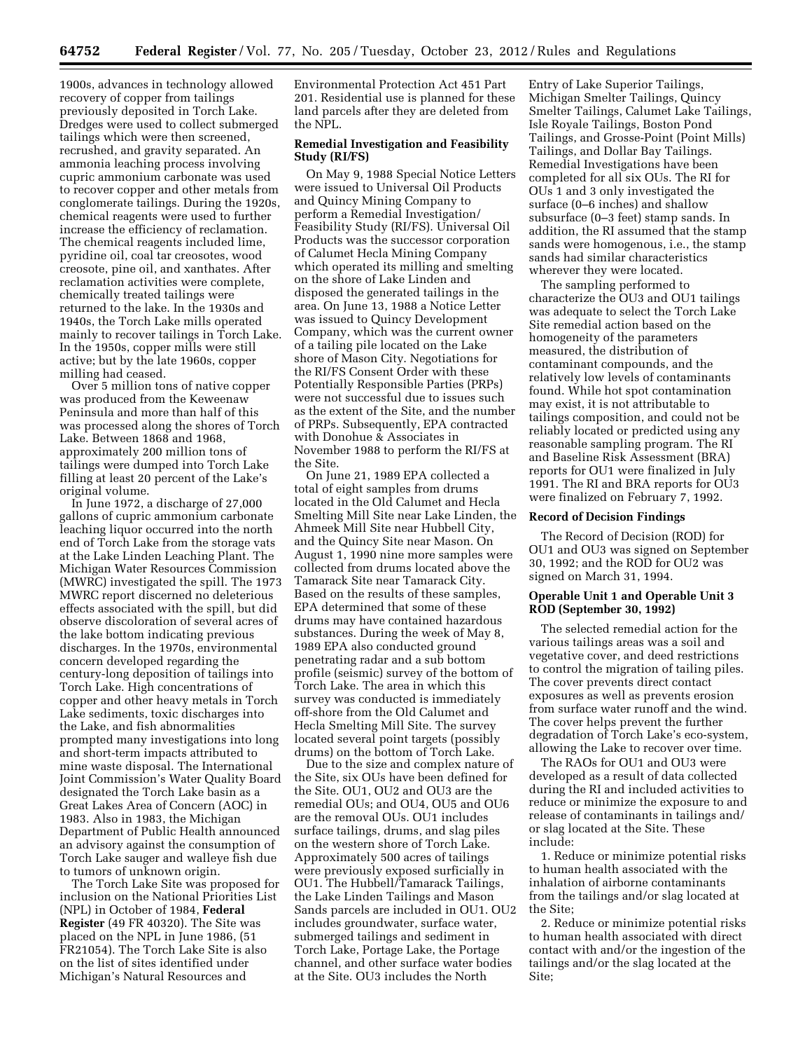1900s, advances in technology allowed recovery of copper from tailings previously deposited in Torch Lake. Dredges were used to collect submerged tailings which were then screened, recrushed, and gravity separated. An ammonia leaching process involving cupric ammonium carbonate was used to recover copper and other metals from conglomerate tailings. During the 1920s, chemical reagents were used to further increase the efficiency of reclamation. The chemical reagents included lime, pyridine oil, coal tar creosotes, wood creosote, pine oil, and xanthates. After reclamation activities were complete, chemically treated tailings were returned to the lake. In the 1930s and 1940s, the Torch Lake mills operated mainly to recover tailings in Torch Lake. In the 1950s, copper mills were still active; but by the late 1960s, copper milling had ceased.

Over 5 million tons of native copper was produced from the Keweenaw Peninsula and more than half of this was processed along the shores of Torch Lake. Between 1868 and 1968, approximately 200 million tons of tailings were dumped into Torch Lake filling at least 20 percent of the Lake's original volume.

In June 1972, a discharge of 27,000 gallons of cupric ammonium carbonate leaching liquor occurred into the north end of Torch Lake from the storage vats at the Lake Linden Leaching Plant. The Michigan Water Resources Commission (MWRC) investigated the spill. The 1973 MWRC report discerned no deleterious effects associated with the spill, but did observe discoloration of several acres of the lake bottom indicating previous discharges. In the 1970s, environmental concern developed regarding the century-long deposition of tailings into Torch Lake. High concentrations of copper and other heavy metals in Torch Lake sediments, toxic discharges into the Lake, and fish abnormalities prompted many investigations into long and short-term impacts attributed to mine waste disposal. The International Joint Commission's Water Quality Board designated the Torch Lake basin as a Great Lakes Area of Concern (AOC) in 1983. Also in 1983, the Michigan Department of Public Health announced an advisory against the consumption of Torch Lake sauger and walleye fish due to tumors of unknown origin.

The Torch Lake Site was proposed for inclusion on the National Priorities List (NPL) in October of 1984, **Federal Register** (49 FR 40320). The Site was placed on the NPL in June 1986, (51 FR21054). The Torch Lake Site is also on the list of sites identified under Michigan's Natural Resources and Environmental Protection Act 451 Part 201. Residential use is planned for these land parcels after they are deleted from the NPL.

**Remedial Investigation and Feasibility Study (RI/FS)**

On May 9, 1988 Special Notice Letters were issued to Universal Oil Products and Quincy Mining Company to perform a Remedial Investigation/Feasibility Study (RI/FS). Universal Oil Products was the successor corporation of Calumet Hecla Mining Company which operated its milling and smelting on the shore of Lake Linden and disposed the generated tailings in the area. On June 13, 1988 a Notice Letter was issued to Quincy Development Company, which was the current owner of a tailing pile located on the Lake shore of Mason City. Negotiations for the RI/FS Consent Order with these Potentially Responsible Parties (PRPs) were not successful due to issues such as the extent of the Site, and the number of PRPs. Subsequently, EPA contracted with Donohue & Associates in November 1988 to perform the RI/FS at the Site.

On June 21, 1989 EPA collected a total of eight samples from drums located in the Old Calumet and Hecla Smelting Mill Site near Lake Linden, the Ahmeek Mill Site near Hubbell City, and the Quincy Site near Mason. On August 1, 1990 nine more samples were collected from drums located above the Tamarack Site near Tamarack City. Based on the results of these samples, EPA determined that some of these drums may have contained hazardous substances. During the week of May 8, 1989 EPA also conducted ground penetrating radar and a sub bottom profile (seismic) survey of the bottom of Torch Lake. The area in which this survey was conducted is immediately off-shore from the Old Calumet and Hecla Smelting Mill Site. The survey located several point targets (possibly drums) on the bottom of Torch Lake.

Due to the size and complex nature of the Site, six OUs have been defined for the Site. OU1, OU2 and OU3 are the remedial OUs; and OU4, OU5 and OU6 are the removal OUs. OU1 includes surface tailings, drums, and slag piles on the western shore of Torch Lake. Approximately 500 acres of tailings were previously exposed surficially in OU1. The Hubbell/Tamarack Tailings, the Lake Linden Tailings and Mason Sands parcels are included in OU1. OU2 includes groundwater, surface water, submerged tailings and sediment in Torch Lake, Portage Lake, the Portage channel, and other surface water bodies at the Site. OU3 includes the North Entry of Lake Superior Tailings, Michigan Smelter Tailings, Quincy Smelter Tailings, Calumet Lake Tailings, Isle Royale Tailings, Boston Pond Tailings, and Grosse-Point (Point Mills) Tailings, and Dollar Bay Tailings. Remedial Investigations have been completed for all six OUs. The RI for OUs 1 and 3 only investigated the surface (0–6 inches) and shallow subsurface (0–3 feet) stamp sands. In addition, the RI assumed that the stamp sands were homogenous, i.e., the stamp sands had similar characteristics wherever they were located.

The sampling performed to characterize the OU3 and OU1 tailings was adequate to select the Torch Lake Site remedial action based on the homogeneity of the parameters measured, the distribution of contaminant compounds, and the relatively low levels of contaminants found. While hot spot contamination may exist, it is not attributable to tailings composition, and could not be reliably located or predicted using any reasonable sampling program. The RI and Baseline Risk Assessment (BRA) reports for OU1 were finalized in July 1991. The RI and BRA reports for OU3 were finalized on February 7, 1992.

**Record of Decision Findings**

The Record of Decision (ROD) for OU1 and OU3 was signed on September 30, 1992; and the ROD for OU2 was signed on March 31, 1994.

**Operable Unit 1 and Operable Unit 3 ROD (September 30, 1992)**

The selected remedial action for the various tailings areas was a soil and vegetative cover, and deed restrictions to control the migration of tailing piles. The cover prevents direct contact exposures as well as prevents erosion from surface water runoff and the wind. The cover helps prevent the further degradation of Torch Lake's eco-system, allowing the Lake to recover over time.

The RAOs for OU1 and OU3 were developed as a result of data collected during the RI and included activities to reduce or minimize the exposure to and release of contaminants in tailings and/or slag located at the Site. These include:

1. Reduce or minimize potential risks to human health associated with the inhalation of airborne contaminants from the tailings and/or slag located at the Site;

2. Reduce or minimize potential risks to human health associated with direct contact with and/or the ingestion of the tailings and/or the slag located at the Site;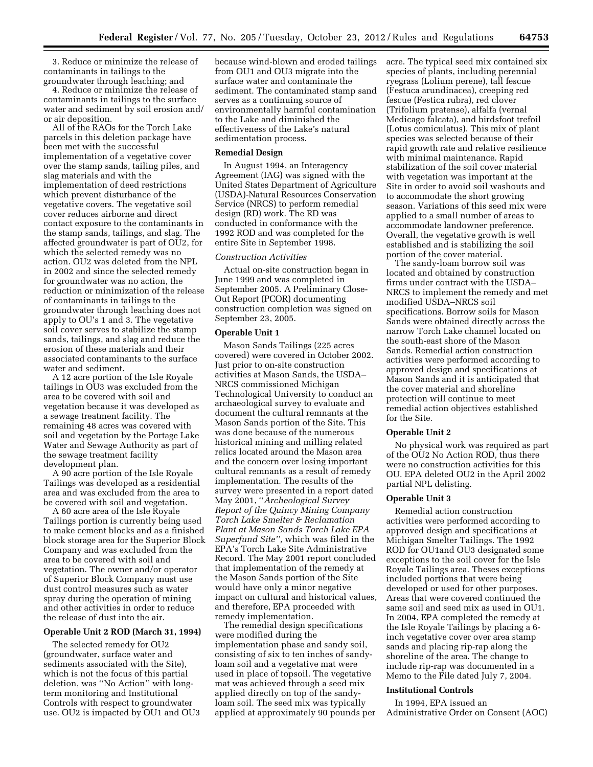3. Reduce or minimize the release of contaminants in tailings to the groundwater through leaching; and

4. Reduce or minimize the release of contaminants in tailings to the surface water and sediment by soil erosion and/or air deposition.

All of the RAOs for the Torch Lake parcels in this deletion package have been met with the successful implementation of a vegetative cover over the stamp sands, tailing piles, and slag materials and with the implementation of deed restrictions which prevent disturbance of the vegetative covers. The vegetative soil cover reduces airborne and direct contact exposure to the contaminants in the stamp sands, tailings, and slag. The affected groundwater is part of OU2, for which the selected remedy was no action. OU2 was deleted from the NPL in 2002 and since the selected remedy for groundwater was no action, the reduction or minimization of the release of contaminants in tailings to the groundwater through leaching does not apply to OU's 1 and 3. The vegetative soil cover serves to stabilize the stamp sands, tailings, and slag and reduce the erosion of these materials and their associated contaminants to the surface water and sediment.

A 12 acre portion of the Isle Royale tailings in OU3 was excluded from the area to be covered with soil and vegetation because it was developed as a sewage treatment facility. The remaining 48 acres was covered with soil and vegetation by the Portage Lake Water and Sewage Authority as part of the sewage treatment facility development plan.

A 90 acre portion of the Isle Royale Tailings was developed as a residential area and was excluded from the area to be covered with soil and vegetation.

A 60 acre area of the Isle Royale Tailings portion is currently being used to make cement blocks and as a finished block storage area for the Superior Block Company and was excluded from the area to be covered with soil and vegetation. The owner and/or operator of Superior Block Company must use dust control measures such as water spray during the operation of mining and other activities in order to reduce the release of dust into the air.

**Operable Unit 2 ROD (March 31, 1994)**

The selected remedy for OU2 (groundwater, surface water and sediments associated with the Site), which is not the focus of this partial deletion, was ''No Action'' with long-term monitoring and Institutional Controls with respect to groundwater use. OU2 is impacted by OU1 and OU3 because wind-blown and eroded tailings from OU1 and OU3 migrate into the surface water and contaminate the sediment. The contaminated stamp sand serves as a continuing source of environmentally harmful contamination to the Lake and diminished the effectiveness of the Lake's natural sedimentation process.

**Remedial Design**

In August 1994, an Interagency Agreement (IAG) was signed with the United States Department of Agriculture (USDA)-Natural Resources Conservation Service (NRCS) to perform remedial design (RD) work. The RD was conducted in conformance with the 1992 ROD and was completed for the entire Site in September 1998.

*Construction Activities*

Actual on-site construction began in June 1999 and was completed in September 2005. A Preliminary Close-Out Report (PCOR) documenting construction completion was signed on September 23, 2005.

**Operable Unit 1**

Mason Sands Tailings (225 acres covered) were covered in October 2002. Just prior to on-site construction activities at Mason Sands, the USDA–NRCS commissioned Michigan Technological University to conduct an archaeological survey to evaluate and document the cultural remnants at the Mason Sands portion of the Site. This was done because of the numerous historical mining and milling related relics located around the Mason area and the concern over losing important cultural remnants as a result of remedy implementation. The results of the survey were presented in a report dated May 2001, ''*Archeological Survey Report of the Quincy Mining Company Torch Lake Smelter & Reclamation Plant at Mason Sands Torch Lake EPA Superfund Site'',* which was filed in the EPA's Torch Lake Site Administrative Record. The May 2001 report concluded that implementation of the remedy at the Mason Sands portion of the Site would have only a minor negative impact on cultural and historical values, and therefore, EPA proceeded with remedy implementation.

The remedial design specifications were modified during the implementation phase and sandy soil, consisting of six to ten inches of sandy-loam soil and a vegetative mat were used in place of topsoil. The vegetative mat was achieved through a seed mix applied directly on top of the sandy-loam soil. The seed mix was typically applied at approximately 90 pounds per acre. The typical seed mix contained six species of plants, including perennial ryegrass (Lolium perene), tall fescue (Festuca arundinacea), creeping red fescue (Festica rubra), red clover (Trifolium pratense), alfalfa (vernal Medicago falcata), and birdsfoot trefoil (Lotus comiculatus). This mix of plant species was selected because of their rapid growth rate and relative resilience with minimal maintenance. Rapid stabilization of the soil cover material with vegetation was important at the Site in order to avoid soil washouts and to accommodate the short growing season. Variations of this seed mix were applied to a small number of areas to accommodate landowner preference. Overall, the vegetative growth is well established and is stabilizing the soil portion of the cover material.

The sandy-loam borrow soil was located and obtained by construction firms under contract with the USDA–NRCS to implement the remedy and met modified USDA–NRCS soil specifications. Borrow soils for Mason Sands were obtained directly across the narrow Torch Lake channel located on the south-east shore of the Mason Sands. Remedial action construction activities were performed according to approved design and specifications at Mason Sands and it is anticipated that the cover material and shoreline protection will continue to meet remedial action objectives established for the Site.

**Operable Unit 2**

No physical work was required as part of the OU2 No Action ROD, thus there were no construction activities for this OU. EPA deleted OU2 in the April 2002 partial NPL delisting.

**Operable Unit 3**

Remedial action construction activities were performed according to approved design and specifications at Michigan Smelter Tailings. The 1992 ROD for OU1and OU3 designated some exceptions to the soil cover for the Isle Royale Tailings area. Theses exceptions included portions that were being developed or used for other purposes. Areas that were covered continued the same soil and seed mix as used in OU1. In 2004, EPA completed the remedy at the Isle Royale Tailings by placing a 6-inch vegetative cover over area stamp sands and placing rip-rap along the shoreline of the area. The change to include rip-rap was documented in a Memo to the File dated July 7, 2004.

**Institutional Controls**

In 1994, EPA issued an Administrative Order on Consent (AOC)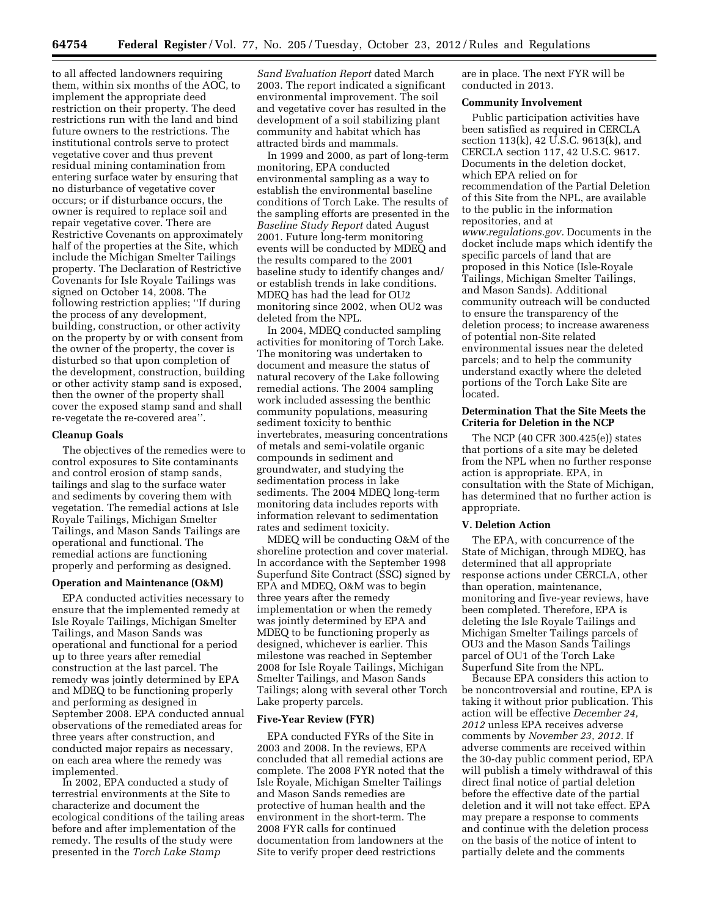to all affected landowners requiring them, within six months of the AOC, to implement the appropriate deed restriction on their property. The deed restrictions run with the land and bind future owners to the restrictions. The institutional controls serve to protect vegetative cover and thus prevent residual mining contamination from entering surface water by ensuring that no disturbance of vegetative cover occurs; or if disturbance occurs, the owner is required to replace soil and repair vegetative cover. There are Restrictive Covenants on approximately half of the properties at the Site, which include the Michigan Smelter Tailings property. The Declaration of Restrictive Covenants for Isle Royale Tailings was signed on October 14, 2008. The following restriction applies; ''If during the process of any development, building, construction, or other activity on the property by or with consent from the owner of the property, the cover is disturbed so that upon completion of the development, construction, building or other activity stamp sand is exposed, then the owner of the property shall cover the exposed stamp sand and shall re-vegetate the re-covered area''.

**Cleanup Goals**

The objectives of the remedies were to control exposures to Site contaminants and control erosion of stamp sands, tailings and slag to the surface water and sediments by covering them with vegetation. The remedial actions at Isle Royale Tailings, Michigan Smelter Tailings, and Mason Sands Tailings are operational and functional. The remedial actions are functioning properly and performing as designed.

**Operation and Maintenance (O&M)**

EPA conducted activities necessary to ensure that the implemented remedy at Isle Royale Tailings, Michigan Smelter Tailings, and Mason Sands was operational and functional for a period up to three years after remedial construction at the last parcel. The remedy was jointly determined by EPA and MDEQ to be functioning properly and performing as designed in September 2008. EPA conducted annual observations of the remediated areas for three years after construction, and conducted major repairs as necessary, on each area where the remedy was implemented.

In 2002, EPA conducted a study of terrestrial environments at the Site to characterize and document the ecological conditions of the tailing areas before and after implementation of the remedy. The results of the study were presented in the *Torch Lake Stamp Sand Evaluation Report* dated March 2003. The report indicated a significant environmental improvement. The soil and vegetative cover has resulted in the development of a soil stabilizing plant community and habitat which has attracted birds and mammals.

In 1999 and 2000, as part of long-term monitoring, EPA conducted environmental sampling as a way to establish the environmental baseline conditions of Torch Lake. The results of the sampling efforts are presented in the *Baseline Study Report* dated August 2001. Future long-term monitoring events will be conducted by MDEQ and the results compared to the 2001 baseline study to identify changes and/or establish trends in lake conditions. MDEQ has had the lead for OU2 monitoring since 2002, when OU2 was deleted from the NPL.

In 2004, MDEQ conducted sampling activities for monitoring of Torch Lake. The monitoring was undertaken to document and measure the status of natural recovery of the Lake following remedial actions. The 2004 sampling work included assessing the benthic community populations, measuring sediment toxicity to benthic invertebrates, measuring concentrations of metals and semi-volatile organic compounds in sediment and groundwater, and studying the sedimentation process in lake sediments. The 2004 MDEQ long-term monitoring data includes reports with information relevant to sedimentation rates and sediment toxicity.

MDEQ will be conducting O&M of the shoreline protection and cover material. In accordance with the September 1998 Superfund Site Contract (SSC) signed by EPA and MDEQ, O&M was to begin three years after the remedy implementation or when the remedy was jointly determined by EPA and MDEQ to be functioning properly as designed, whichever is earlier. This milestone was reached in September 2008 for Isle Royale Tailings, Michigan Smelter Tailings, and Mason Sands Tailings; along with several other Torch Lake property parcels.

**Five-Year Review (FYR)**

EPA conducted FYRs of the Site in 2003 and 2008. In the reviews, EPA concluded that all remedial actions are complete. The 2008 FYR noted that the Isle Royale, Michigan Smelter Tailings and Mason Sands remedies are protective of human health and the environment in the short-term. The 2008 FYR calls for continued documentation from landowners at the Site to verify proper deed restrictions are in place. The next FYR will be conducted in 2013.

**Community Involvement**

Public participation activities have been satisfied as required in CERCLA section 113(k), 42 U.S.C. 9613(k), and CERCLA section 117, 42 U.S.C. 9617. Documents in the deletion docket, which EPA relied on for recommendation of the Partial Deletion of this Site from the NPL, are available to the public in the information repositories, and at *www.regulations.gov*. Documents in the docket include maps which identify the specific parcels of land that are proposed in this Notice (Isle-Royale Tailings, Michigan Smelter Tailings, and Mason Sands). Additional community outreach will be conducted to ensure the transparency of the deletion process; to increase awareness of potential non-Site related environmental issues near the deleted parcels; and to help the community understand exactly where the deleted portions of the Torch Lake Site are located.

**Determination That the Site Meets the Criteria for Deletion in the NCP**

The NCP (40 CFR 300.425(e)) states that portions of a site may be deleted from the NPL when no further response action is appropriate. EPA, in consultation with the State of Michigan, has determined that no further action is appropriate.

## V. Deletion Action

The EPA, with concurrence of the State of Michigan, through MDEQ, has determined that all appropriate response actions under CERCLA, other than operation, maintenance, monitoring and five-year reviews, have been completed. Therefore, EPA is deleting the Isle Royale Tailings and Michigan Smelter Tailings parcels of OU3 and the Mason Sands Tailings parcel of OU1 of the Torch Lake Superfund Site from the NPL.

Because EPA considers this action to be noncontroversial and routine, EPA is taking it without prior publication. This action will be effective *December 24, 2012* unless EPA receives adverse comments by *November 23, 2012*. If adverse comments are received within the 30-day public comment period, EPA will publish a timely withdrawal of this direct final notice of partial deletion before the effective date of the partial deletion and it will not take effect. EPA may prepare a response to comments and continue with the deletion process on the basis of the notice of intent to partially delete and the comments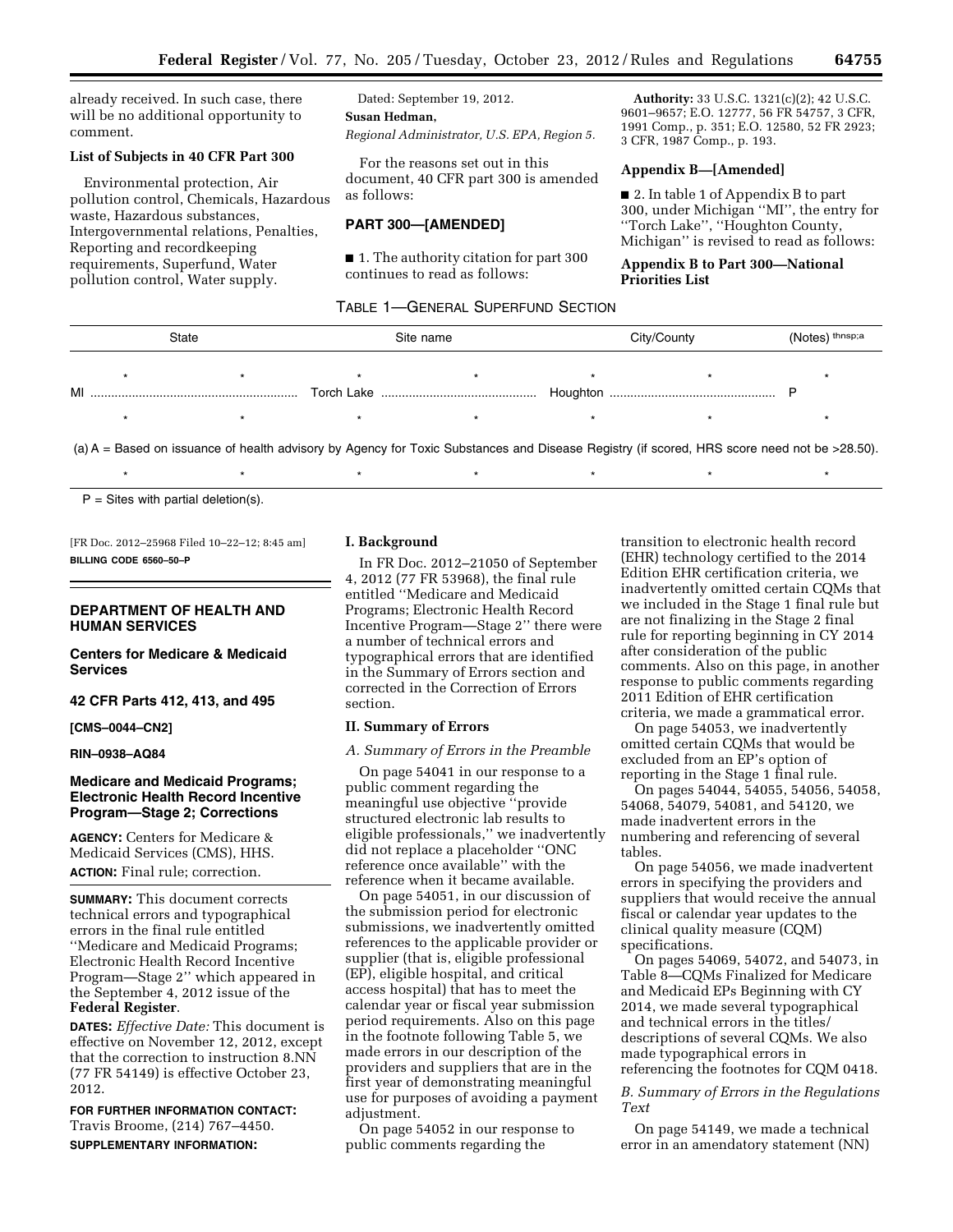already received. In such case, there will be no additional opportunity to comment.

**List of Subjects in 40 CFR Part 300**

Environmental protection, Air pollution control, Chemicals, Hazardous waste, Hazardous substances, Intergovernmental relations, Penalties, Reporting and recordkeeping requirements, Superfund, Water pollution control, Water supply.

Dated: September 19, 2012.

**Susan Hedman,**

*Regional Administrator, U.S. EPA, Region 5.*

For the reasons set out in this document, 40 CFR part 300 is amended as follows:

## PART 300—[AMENDED]

■ 1. The authority citation for part 300 continues to read as follows:

**Authority:** 33 U.S.C. 1321(c)(2); 42 U.S.C. 9601–9657; E.O. 12777, 56 FR 54757, 3 CFR, 1991 Comp., p. 351; E.O. 12580, 52 FR 2923; 3 CFR, 1987 Comp., p. 193.

**Appendix B—[Amended]**

■ 2. In table 1 of Appendix B to part 300, under Michigan ''MI'', the entry for ''Torch Lake'', ''Houghton County, Michigan'' is revised to read as follows:

**Appendix B to Part 300—National Priorities List**

TABLE 1—GENERAL SUPERFUND SECTION

| State | Site name | City/County | (Notes) thnsp;a |
|---|---|---|---|
| * * | * * | * * | * |
| MI | Torch Lake | Houghton | P |
| * * | * * | * * | * |

(a) A = Based on issuance of health advisory by Agency for Toxic Substances and Disease Registry (if scored, HRS score need not be >28.50).

\* \* \* \* \* \* \*

P = Sites with partial deletion(s).

[FR Doc. 2012–25968 Filed 10–22–12; 8:45 am]

**BILLING CODE 6560–50–P**

## DEPARTMENT OF HEALTH AND HUMAN SERVICES

### Centers for Medicare & Medicaid Services

### 42 CFR Parts 412, 413, and 495

**[CMS–0044–CN2]**

**RIN–0938–AQ84**

### Medicare and Medicaid Programs; Electronic Health Record Incentive Program—Stage 2; Corrections

**AGENCY:** Centers for Medicare & Medicaid Services (CMS), HHS.

**ACTION:** Final rule; correction.

**SUMMARY:** This document corrects technical errors and typographical errors in the final rule entitled ''Medicare and Medicaid Programs; Electronic Health Record Incentive Program—Stage 2'' which appeared in the September 4, 2012 issue of the **Federal Register**.

**DATES:** *Effective Date:* This document is effective on November 12, 2012, except that the correction to instruction 8.NN (77 FR 54149) is effective October 23, 2012.

**FOR FURTHER INFORMATION CONTACT:** Travis Broome, (214) 767–4450.

**SUPPLEMENTARY INFORMATION:**

**I. Background**

In FR Doc. 2012–21050 of September 4, 2012 (77 FR 53968), the final rule entitled ''Medicare and Medicaid Programs; Electronic Health Record Incentive Program—Stage 2'' there were a number of technical errors and typographical errors that are identified in the Summary of Errors section and corrected in the Correction of Errors section.

**II. Summary of Errors**

*A. Summary of Errors in the Preamble*

On page 54041 in our response to a public comment regarding the meaningful use objective ''provide structured electronic lab results to eligible professionals,'' we inadvertently did not replace a placeholder ''ONC reference once available'' with the reference when it became available.

On page 54051, in our discussion of the submission period for electronic submissions, we inadvertently omitted references to the applicable provider or supplier (that is, eligible professional (EP), eligible hospital, and critical access hospital) that has to meet the calendar year or fiscal year submission period requirements. Also on this page in the footnote following Table 5, we made errors in our description of the providers and suppliers that are in the first year of demonstrating meaningful use for purposes of avoiding a payment adjustment.

On page 54052 in our response to public comments regarding the transition to electronic health record (EHR) technology certified to the 2014 Edition EHR certification criteria, we inadvertently omitted certain CQMs that we included in the Stage 1 final rule but are not finalizing in the Stage 2 final rule for reporting beginning in CY 2014 after consideration of the public comments. Also on this page, in another response to public comments regarding 2011 Edition of EHR certification criteria, we made a grammatical error.

On page 54053, we inadvertently omitted certain CQMs that would be excluded from an EP's option of reporting in the Stage 1 final rule.

On pages 54044, 54055, 54056, 54058, 54068, 54079, 54081, and 54120, we made inadvertent errors in the numbering and referencing of several tables.

On page 54056, we made inadvertent errors in specifying the providers and suppliers that would receive the annual fiscal or calendar year updates to the clinical quality measure (CQM) specifications.

On pages 54069, 54072, and 54073, in Table 8—CQMs Finalized for Medicare and Medicaid EPs Beginning with CY 2014, we made several typographical and technical errors in the titles/descriptions of several CQMs. We also made typographical errors in referencing the footnotes for CQM 0418.

*B. Summary of Errors in the Regulations Text*

On page 54149, we made a technical error in an amendatory statement (NN)